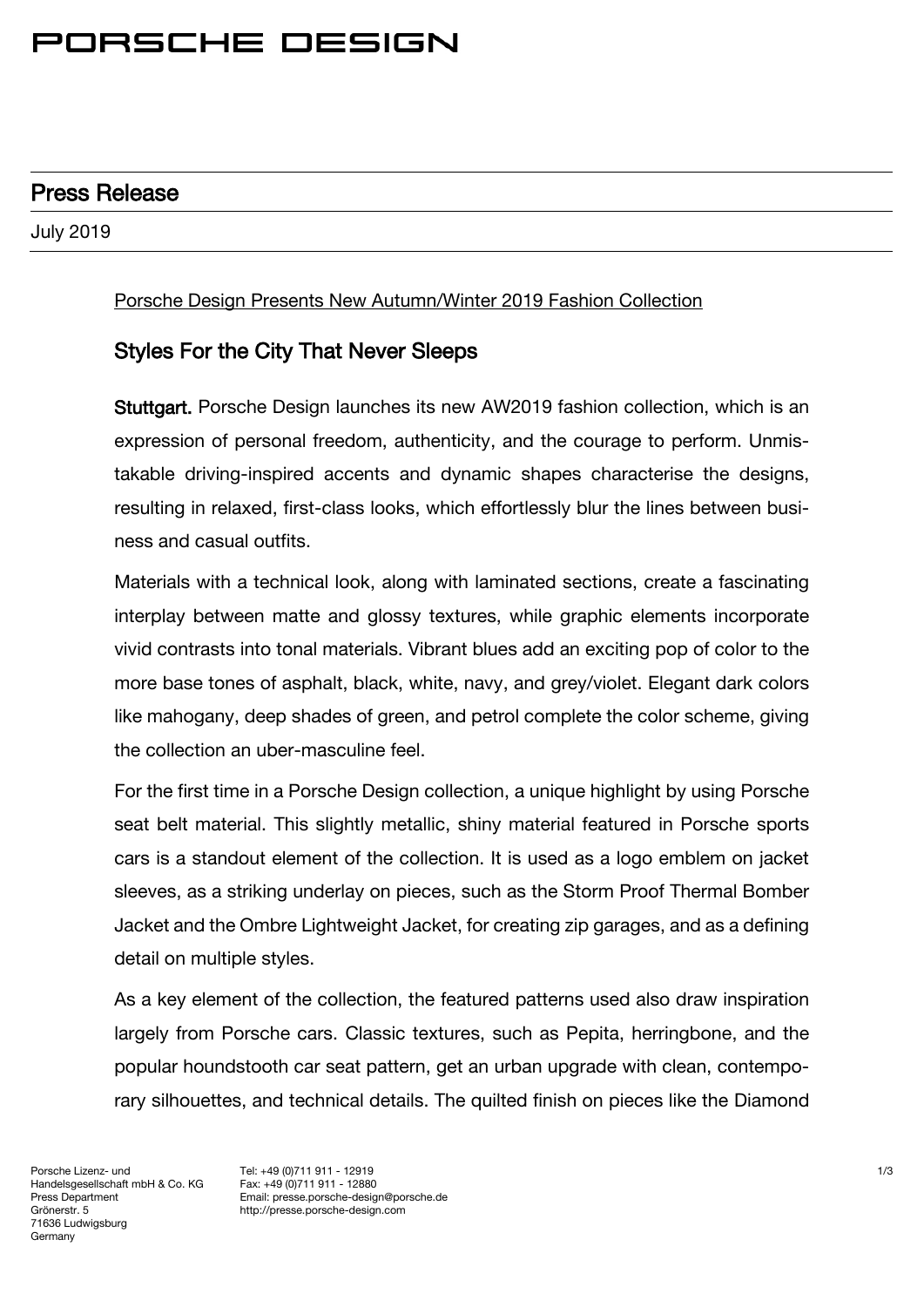# PORSCHE DESIGN

## Press Release

July 2019

Porsche Design Presents New Autumn/Winter 2019 Fashion Collection

### Styles For the City That Never Sleeps

**Stuttgart.** Porsche Design launches its new AW2019 fashion collection, which is an expression of personal freedom, authenticity, and the courage to perform. Unmistakable driving-inspired accents and dynamic shapes characterise the designs, resulting in relaxed, first-class looks, which effortlessly blur the lines between business and casual outfits.

Materials with a technical look, along with laminated sections, create a fascinating interplay between matte and glossy textures, while graphic elements incorporate vivid contrasts into tonal materials. Vibrant blues add an exciting pop of color to the more base tones of asphalt, black, white, navy, and grey/violet. Elegant dark colors like mahogany, deep shades of green, and petrol complete the color scheme, giving the collection an uber-masculine feel.

For the first time in a Porsche Design collection, a unique highlight by using Porsche seat belt material. This slightly metallic, shiny material featured in Porsche sports cars is a standout element of the collection. It is used as a logo emblem on jacket sleeves, as a striking underlay on pieces, such as the Storm Proof Thermal Bomber Jacket and the Ombre Lightweight Jacket, for creating zip garages, and as a defining detail on multiple styles.

As a key element of the collection, the featured patterns used also draw inspiration largely from Porsche cars. Classic textures, such as Pepita, herringbone, and the popular houndstooth car seat pattern, get an urban upgrade with clean, contemporary silhouettes, and technical details. The quilted finish on pieces like the Diamond

Porsche Lizenz- und Handelsgesellschaft mbH & Co. KG
Press Department
Grönerstr. 5
71636 Ludwigsburg
Germany

Tel: +49 (0)711 911 - 12919
Fax: +49 (0)711 911 - 12880
Email: presse.porsche-design@porsche.de
http://presse.porsche-design.com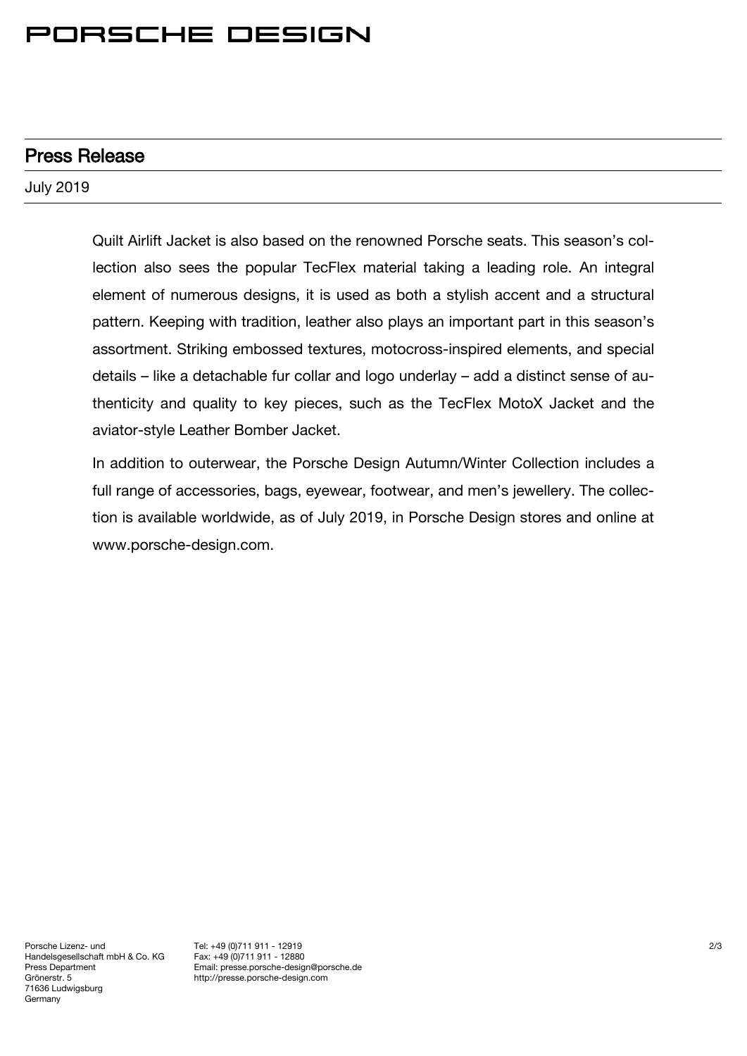Quilt Airlift Jacket is also based on the renowned Porsche seats. This season's collection also sees the popular TecFlex material taking a leading role. An integral element of numerous designs, it is used as both a stylish accent and a structural pattern. Keeping with tradition, leather also plays an important part in this season's assortment. Striking embossed textures, motocross-inspired elements, and special details – like a detachable fur collar and logo underlay – add a distinct sense of authenticity and quality to key pieces, such as the TecFlex MotoX Jacket and the aviator-style Leather Bomber Jacket.

In addition to outerwear, the Porsche Design Autumn/Winter Collection includes a full range of accessories, bags, eyewear, footwear, and men's jewellery. The collection is available worldwide, as of July 2019, in Porsche Design stores and online at www.porsche-design.com.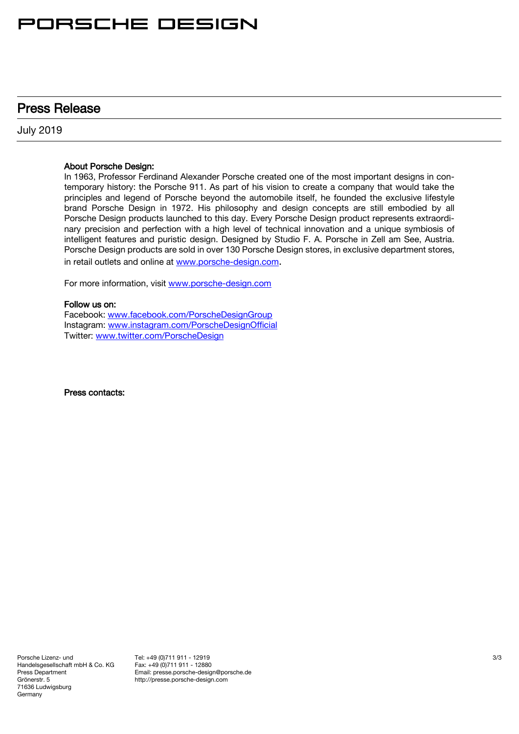# PORSCHE DESIGN

## Press Release

July 2019

**About Porsche Design:**
In 1963, Professor Ferdinand Alexander Porsche created one of the most important designs in contemporary history: the Porsche 911. As part of his vision to create a company that would take the principles and legend of Porsche beyond the automobile itself, he founded the exclusive lifestyle brand Porsche Design in 1972. His philosophy and design concepts are still embodied by all Porsche Design products launched to this day. Every Porsche Design product represents extraordinary precision and perfection with a high level of technical innovation and a unique symbiosis of intelligent features and puristic design. Designed by Studio F. A. Porsche in Zell am See, Austria. Porsche Design products are sold in over 130 Porsche Design stores, in exclusive department stores, in retail outlets and online at www.porsche-design.com.

For more information, visit www.porsche-design.com

**Follow us on:**
Facebook: www.facebook.com/PorscheDesignGroup
Instagram: www.instagram.com/PorscheDesignOfficial
Twitter: www.twitter.com/PorscheDesign

**Press contacts:**

Porsche Lizenz- und Handelsgesellschaft mbH & Co. KG
Press Department
Grönerstr. 5
71636 Ludwigsburg
Germany

Tel: +49 (0)711 911 - 12919
Fax: +49 (0)711 911 - 12880
Email: presse.porsche-design@porsche.de
http://presse.porsche-design.com